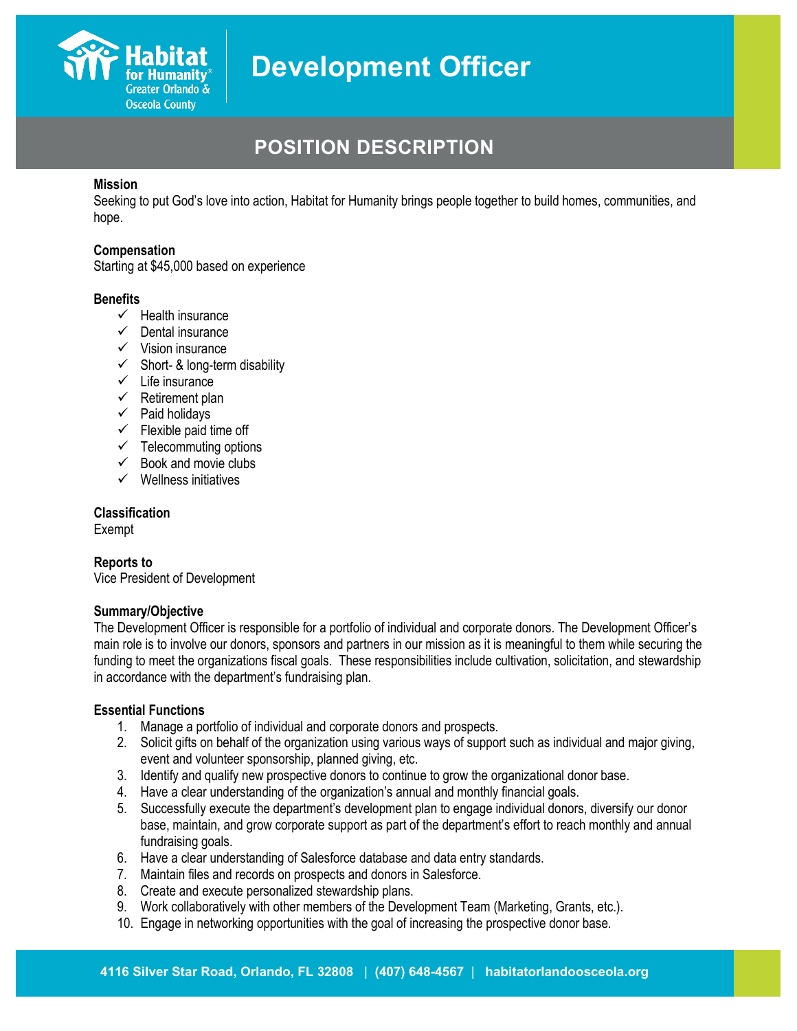# Development Officer

Habitat for Humanity Greater Orlando & Osceola County

## POSITION DESCRIPTION

**Mission**
Seeking to put God's love into action, Habitat for Humanity brings people together to build homes, communities, and hope.

**Compensation**
Starting at $45,000 based on experience

**Benefits**
- ✓ Health insurance
- ✓ Dental insurance
- ✓ Vision insurance
- ✓ Short- & long-term disability
- ✓ Life insurance
- ✓ Retirement plan
- ✓ Paid holidays
- ✓ Flexible paid time off
- ✓ Telecommuting options
- ✓ Book and movie clubs
- ✓ Wellness initiatives

**Classification**
Exempt

**Reports to**
Vice President of Development

**Summary/Objective**
The Development Officer is responsible for a portfolio of individual and corporate donors. The Development Officer's main role is to involve our donors, sponsors and partners in our mission as it is meaningful to them while securing the funding to meet the organizations fiscal goals. These responsibilities include cultivation, solicitation, and stewardship in accordance with the department's fundraising plan.

**Essential Functions**
1. Manage a portfolio of individual and corporate donors and prospects.
2. Solicit gifts on behalf of the organization using various ways of support such as individual and major giving, event and volunteer sponsorship, planned giving, etc.
3. Identify and qualify new prospective donors to continue to grow the organizational donor base.
4. Have a clear understanding of the organization's annual and monthly financial goals.
5. Successfully execute the department's development plan to engage individual donors, diversify our donor base, maintain, and grow corporate support as part of the department's effort to reach monthly and annual fundraising goals.
6. Have a clear understanding of Salesforce database and data entry standards.
7. Maintain files and records on prospects and donors in Salesforce.
8. Create and execute personalized stewardship plans.
9. Work collaboratively with other members of the Development Team (Marketing, Grants, etc.).
10. Engage in networking opportunities with the goal of increasing the prospective donor base.

4116 Silver Star Road, Orlando, FL 32808 | (407) 648-4567 | habitatorlandoosceola.org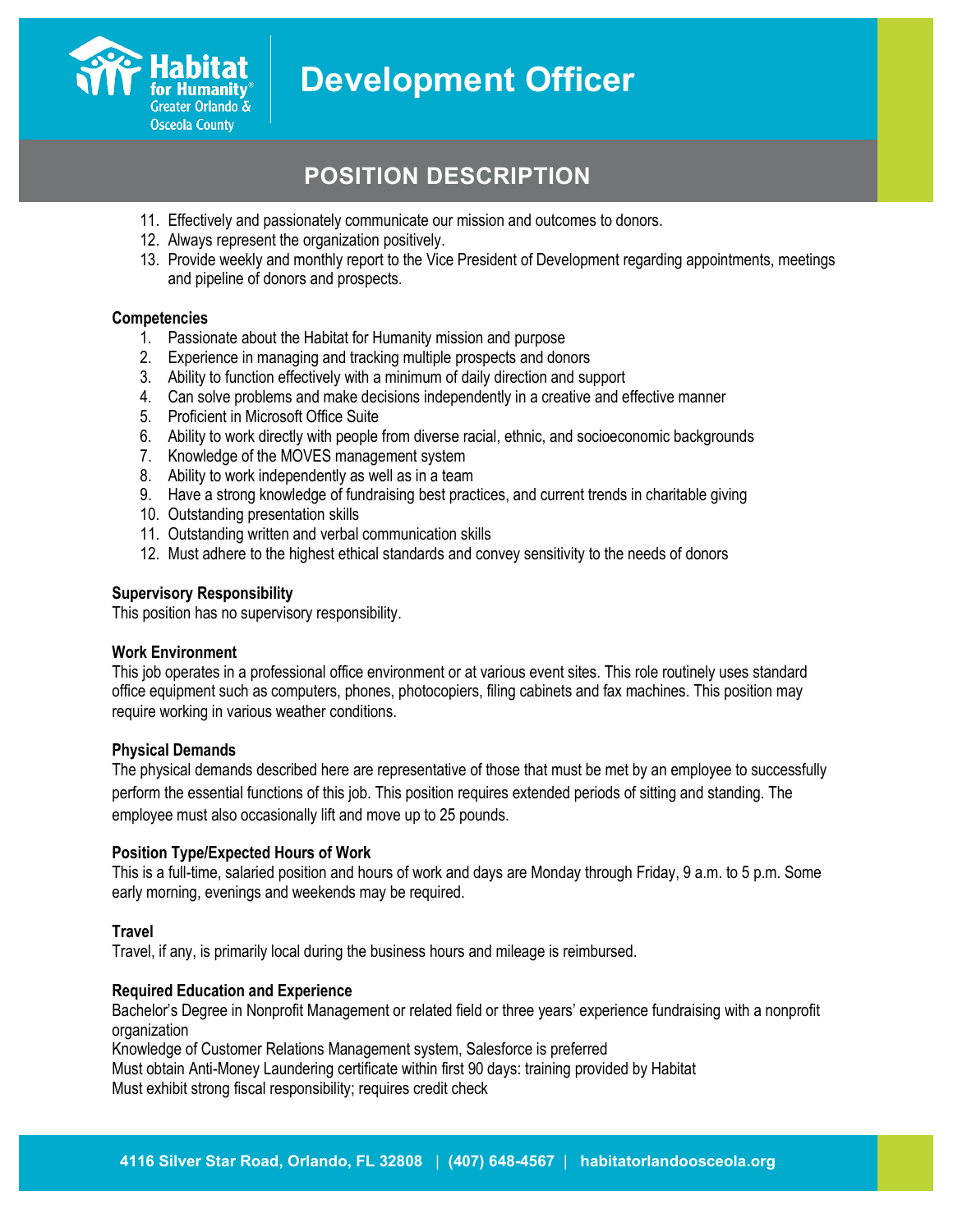11. Effectively and passionately communicate our mission and outcomes to donors.
12. Always represent the organization positively.
13. Provide weekly and monthly report to the Vice President of Development regarding appointments, meetings and pipeline of donors and prospects.

**Competencies**

1. Passionate about the Habitat for Humanity mission and purpose
2. Experience in managing and tracking multiple prospects and donors
3. Ability to function effectively with a minimum of daily direction and support
4. Can solve problems and make decisions independently in a creative and effective manner
5. Proficient in Microsoft Office Suite
6. Ability to work directly with people from diverse racial, ethnic, and socioeconomic backgrounds
7. Knowledge of the MOVES management system
8. Ability to work independently as well as in a team
9. Have a strong knowledge of fundraising best practices, and current trends in charitable giving
10. Outstanding presentation skills
11. Outstanding written and verbal communication skills
12. Must adhere to the highest ethical standards and convey sensitivity to the needs of donors

**Supervisory Responsibility**

This position has no supervisory responsibility.

**Work Environment**

This job operates in a professional office environment or at various event sites. This role routinely uses standard office equipment such as computers, phones, photocopiers, filing cabinets and fax machines. This position may require working in various weather conditions.

**Physical Demands**

The physical demands described here are representative of those that must be met by an employee to successfully perform the essential functions of this job. This position requires extended periods of sitting and standing. The employee must also occasionally lift and move up to 25 pounds.

**Position Type/Expected Hours of Work**

This is a full-time, salaried position and hours of work and days are Monday through Friday, 9 a.m. to 5 p.m. Some early morning, evenings and weekends may be required.

**Travel**

Travel, if any, is primarily local during the business hours and mileage is reimbursed.

**Required Education and Experience**

Bachelor's Degree in Nonprofit Management or related field or three years' experience fundraising with a nonprofit organization

Knowledge of Customer Relations Management system, Salesforce is preferred

Must obtain Anti-Money Laundering certificate within first 90 days: training provided by Habitat

Must exhibit strong fiscal responsibility; requires credit check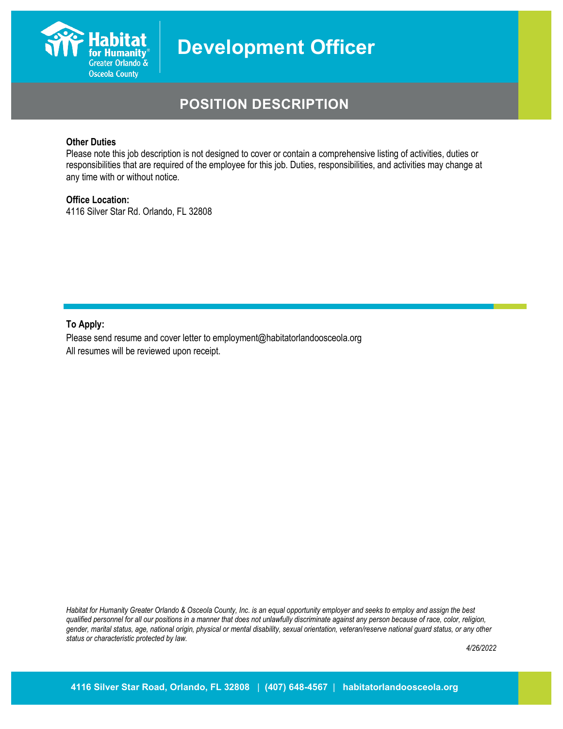# Development Officer

## POSITION DESCRIPTION

**Other Duties**
Please note this job description is not designed to cover or contain a comprehensive listing of activities, duties or responsibilities that are required of the employee for this job. Duties, responsibilities, and activities may change at any time with or without notice.

**Office Location:**
4116 Silver Star Rd. Orlando, FL 32808

**To Apply:**
Please send resume and cover letter to employment@habitatorlandoosceola.org
All resumes will be reviewed upon receipt.

*Habitat for Humanity Greater Orlando & Osceola County, Inc. is an equal opportunity employer and seeks to employ and assign the best qualified personnel for all our positions in a manner that does not unlawfully discriminate against any person because of race, color, religion, gender, marital status, age, national origin, physical or mental disability, sexual orientation, veteran/reserve national guard status, or any other status or characteristic protected by law.*

*4/26/2022*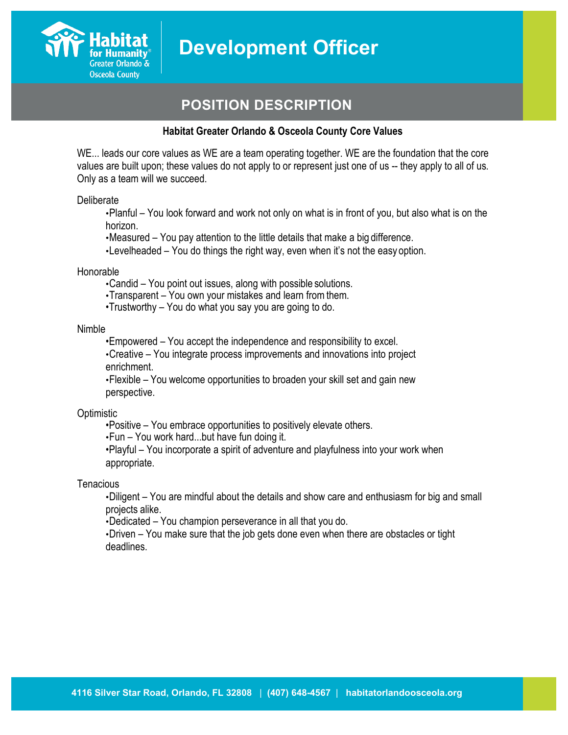# Development Officer

## POSITION DESCRIPTION

**Habitat Greater Orlando & Osceola County Core Values**

WE... leads our core values as WE are a team operating together. WE are the foundation that the core values are built upon; these values do not apply to or represent just one of us -- they apply to all of us. Only as a team will we succeed.

Deliberate

- Planful – You look forward and work not only on what is in front of you, but also what is on the horizon.
- Measured – You pay attention to the little details that make a big difference.
- Levelheaded – You do things the right way, even when it's not the easy option.

Honorable

- Candid – You point out issues, along with possible solutions.
- Transparent – You own your mistakes and learn from them.
- Trustworthy – You do what you say you are going to do.

Nimble

- Empowered – You accept the independence and responsibility to excel.
- Creative – You integrate process improvements and innovations into project enrichment.
- Flexible – You welcome opportunities to broaden your skill set and gain new perspective.

Optimistic

- Positive – You embrace opportunities to positively elevate others.
- Fun – You work hard...but have fun doing it.
- Playful – You incorporate a spirit of adventure and playfulness into your work when appropriate.

Tenacious

- Diligent – You are mindful about the details and show care and enthusiasm for big and small projects alike.
- Dedicated – You champion perseverance in all that you do.
- Driven – You make sure that the job gets done even when there are obstacles or tight deadlines.